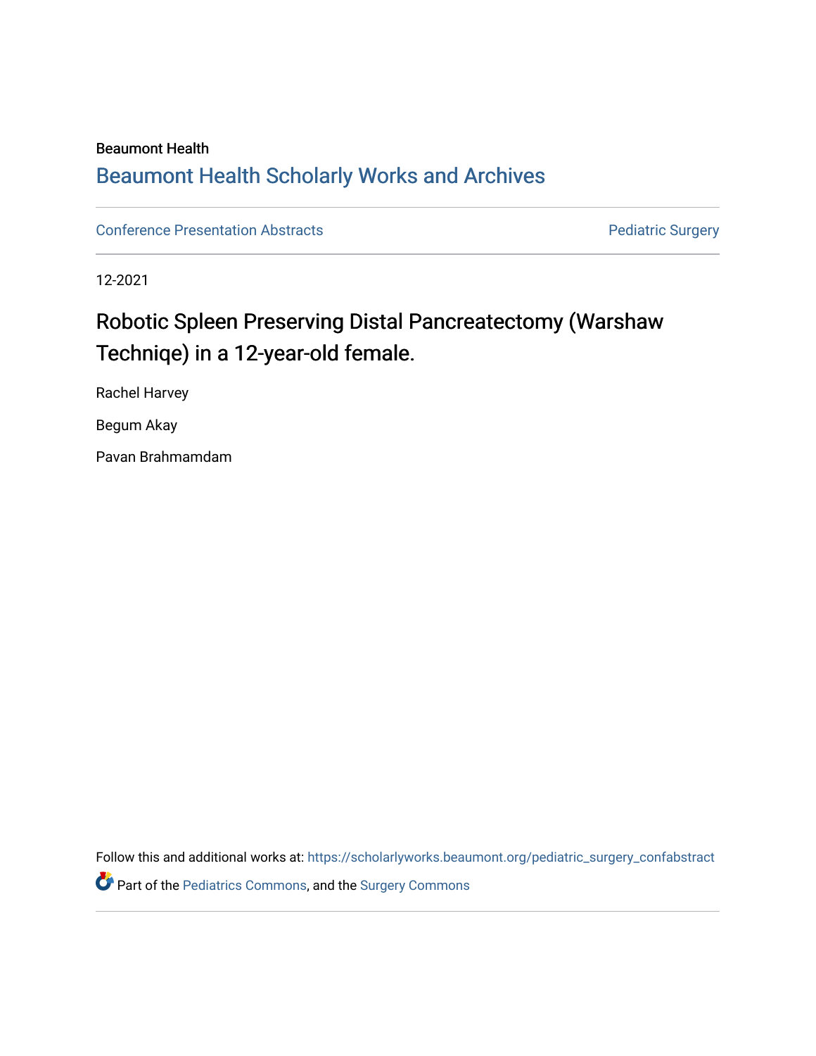Beaumont Health

## Beaumont Health Scholarly Works and Archives

Conference Presentation Abstracts

Pediatric Surgery

12-2021

# Robotic Spleen Preserving Distal Pancreatectomy (Warshaw Techniqe) in a 12-year-old female.

Rachel Harvey

Begum Akay

Pavan Brahmamdam

Follow this and additional works at: https://scholarlyworks.beaumont.org/pediatric_surgery_confabstract

Part of the Pediatrics Commons, and the Surgery Commons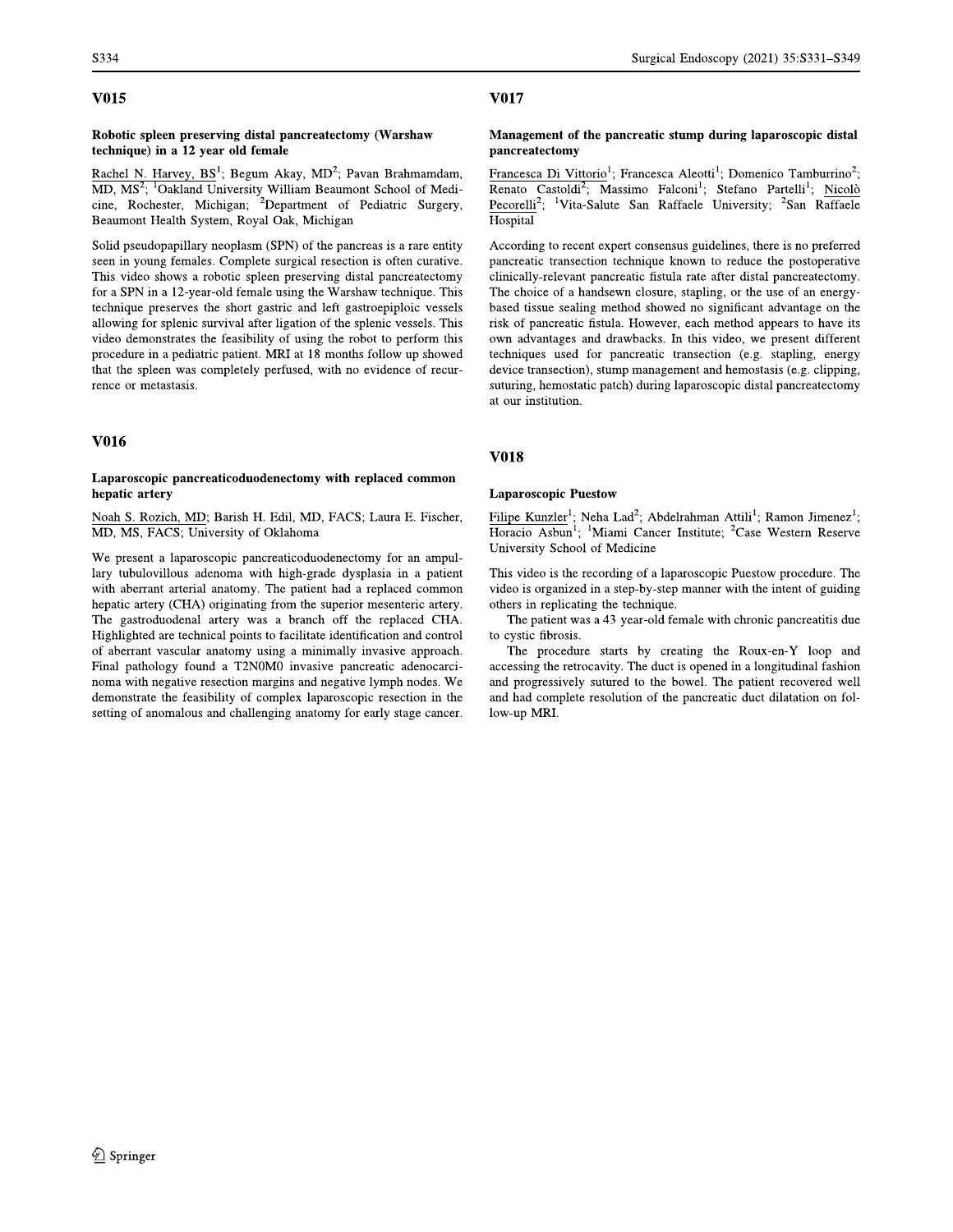## V015

### Robotic spleen preserving distal pancreatectomy (Warshaw technique) in a 12 year old female

Rachel N. Harvey, BS[1]; Begum Akay, MD[2]; Pavan Brahmamdam, MD, MS[2]; [1]Oakland University William Beaumont School of Medicine, Rochester, Michigan; [2]Department of Pediatric Surgery, Beaumont Health System, Royal Oak, Michigan

Solid pseudopapillary neoplasm (SPN) of the pancreas is a rare entity seen in young females. Complete surgical resection is often curative. This video shows a robotic spleen preserving distal pancreatectomy for a SPN in a 12-year-old female using the Warshaw technique. This technique preserves the short gastric and left gastroepiploic vessels allowing for splenic survival after ligation of the splenic vessels. This video demonstrates the feasibility of using the robot to perform this procedure in a pediatric patient. MRI at 18 months follow up showed that the spleen was completely perfused, with no evidence of recurrence or metastasis.

## V016

### Laparoscopic pancreaticoduodenectomy with replaced common hepatic artery

Noah S. Rozich, MD; Barish H. Edil, MD, FACS; Laura E. Fischer, MD, MS, FACS; University of Oklahoma

We present a laparoscopic pancreaticoduodenectomy for an ampullary tubulovillous adenoma with high-grade dysplasia in a patient with aberrant arterial anatomy. The patient had a replaced common hepatic artery (CHA) originating from the superior mesenteric artery. The gastroduodenal artery was a branch off the replaced CHA. Highlighted are technical points to facilitate identification and control of aberrant vascular anatomy using a minimally invasive approach. Final pathology found a T2N0M0 invasive pancreatic adenocarcinoma with negative resection margins and negative lymph nodes. We demonstrate the feasibility of complex laparoscopic resection in the setting of anomalous and challenging anatomy for early stage cancer.

## V017

### Management of the pancreatic stump during laparoscopic distal pancreatectomy

Francesca Di Vittorio[1]; Francesca Aleotti[1]; Domenico Tamburrino[2]; Renato Castoldi[2]; Massimo Falconi[1]; Stefano Partelli[1]; Nicolò Pecorelli[2]; [1]Vita-Salute San Raffaele University; [2]San Raffaele Hospital

According to recent expert consensus guidelines, there is no preferred pancreatic transection technique known to reduce the postoperative clinically-relevant pancreatic fistula rate after distal pancreatectomy. The choice of a handsewn closure, stapling, or the use of an energy-based tissue sealing method showed no significant advantage on the risk of pancreatic fistula. However, each method appears to have its own advantages and drawbacks. In this video, we present different techniques used for pancreatic transection (e.g. stapling, energy device transection), stump management and hemostasis (e.g. clipping, suturing, hemostatic patch) during laparoscopic distal pancreatectomy at our institution.

## V018

### Laparoscopic Puestow

Filipe Kunzler[1]; Neha Lad[2]; Abdelrahman Attili[1]; Ramon Jimenez[1]; Horacio Asbun[1]; [1]Miami Cancer Institute; [2]Case Western Reserve University School of Medicine

This video is the recording of a laparoscopic Puestow procedure. The video is organized in a step-by-step manner with the intent of guiding others in replicating the technique.

The patient was a 43 year-old female with chronic pancreatitis due to cystic fibrosis.

The procedure starts by creating the Roux-en-Y loop and accessing the retrocavity. The duct is opened in a longitudinal fashion and progressively sutured to the bowel. The patient recovered well and had complete resolution of the pancreatic duct dilatation on follow-up MRI.